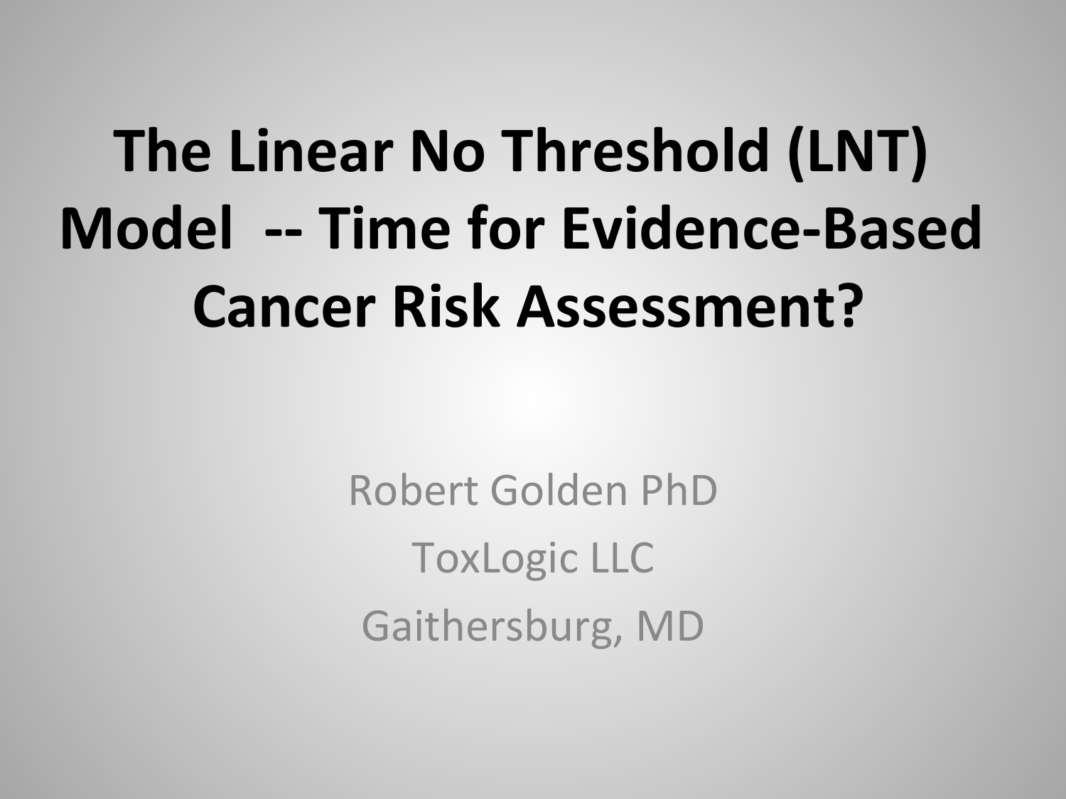# The Linear No Threshold (LNT) Model -- Time for Evidence-Based Cancer Risk Assessment?

Robert Golden PhD

ToxLogic LLC

Gaithersburg, MD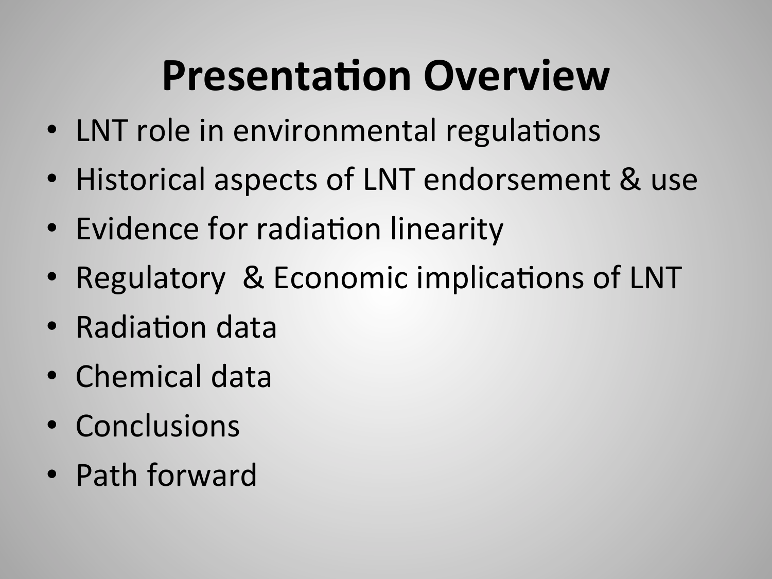# Presentation Overview

- LNT role in environmental regulations
- Historical aspects of LNT endorsement & use
- Evidence for radiation linearity
- Regulatory & Economic implications of LNT
- Radiation data
- Chemical data
- Conclusions
- Path forward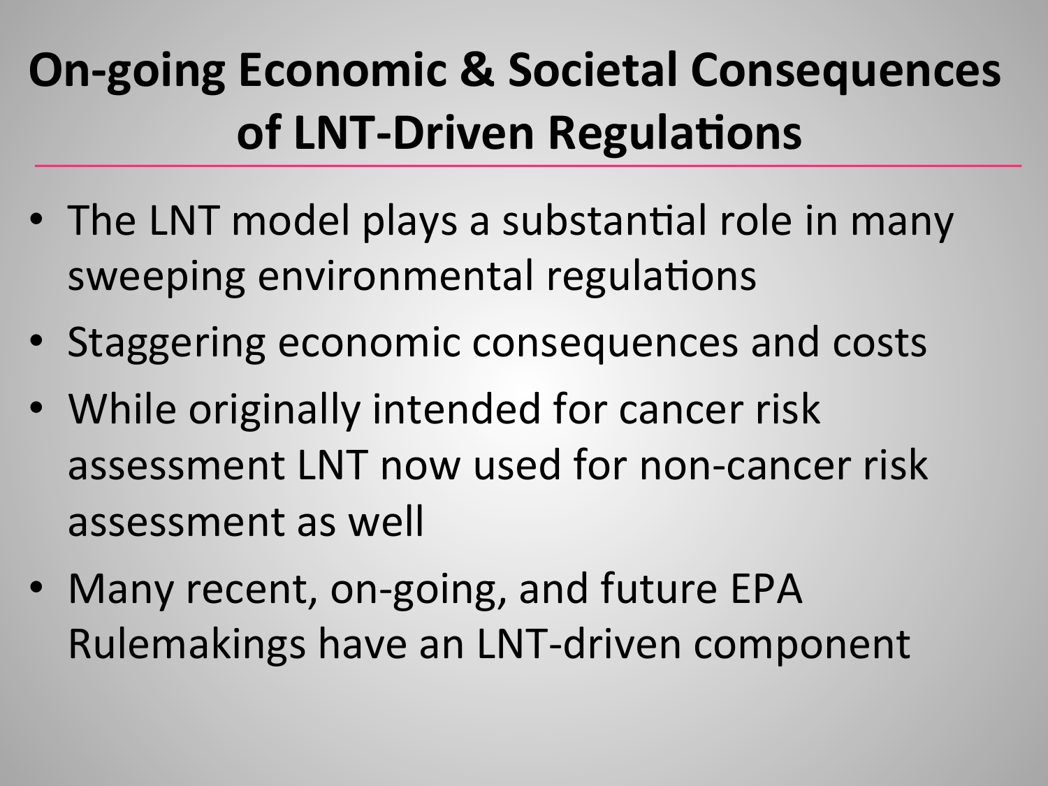# On-going Economic & Societal Consequences of LNT-Driven Regulations

- The LNT model plays a substantial role in many sweeping environmental regulations
- Staggering economic consequences and costs
- While originally intended for cancer risk assessment LNT now used for non-cancer risk assessment as well
- Many recent, on-going, and future EPA Rulemakings have an LNT-driven component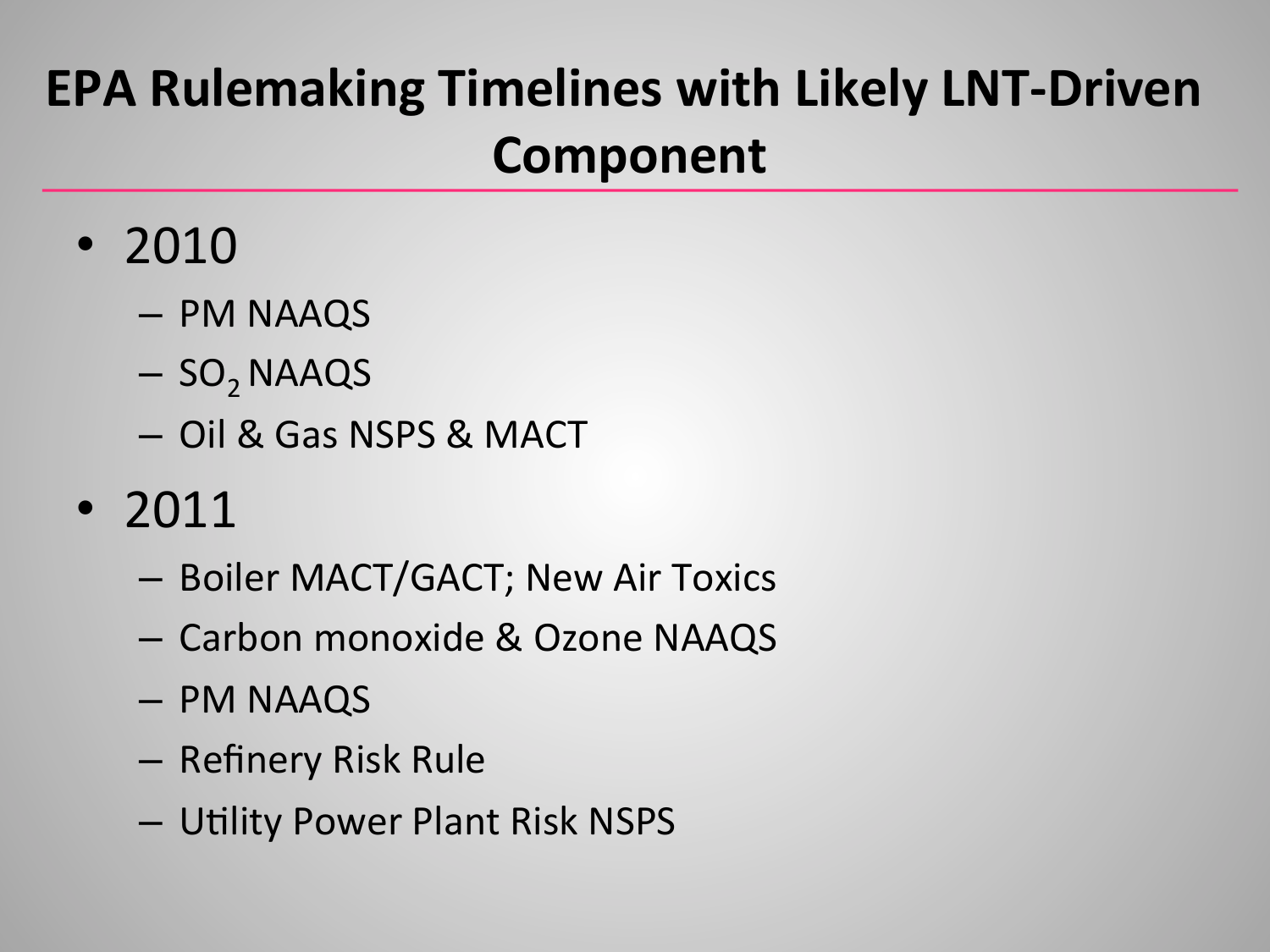# EPA Rulemaking Timelines with Likely LNT-Driven Component

- 2010
  - PM NAAQS
  - $SO_2$ NAAQS
  - Oil & Gas NSPS & MACT
- 2011
  - Boiler MACT/GACT; New Air Toxics
  - Carbon monoxide & Ozone NAAQS
  - PM NAAQS
  - Refinery Risk Rule
  - Utility Power Plant Risk NSPS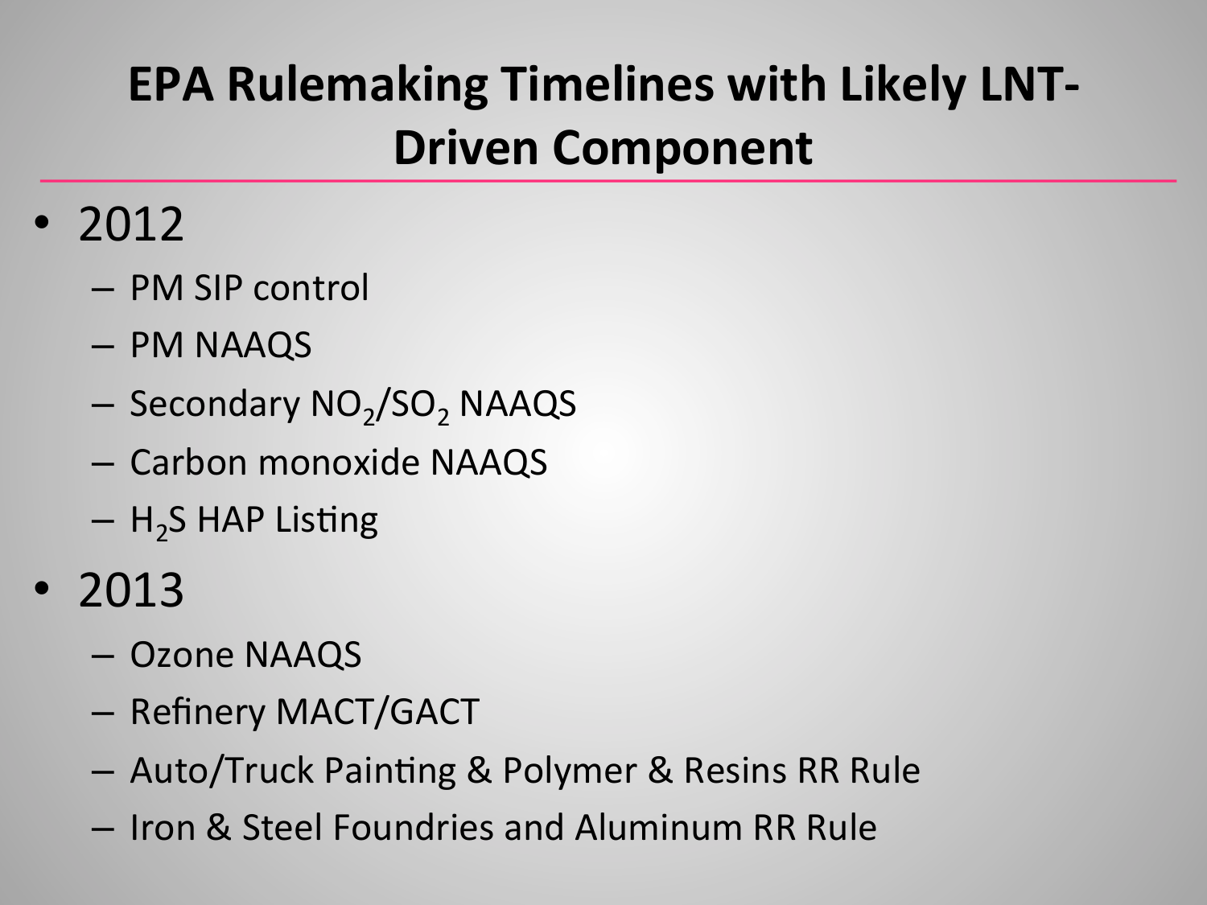# EPA Rulemaking Timelines with Likely LNT-Driven Component

- 2012
  - PM SIP control
  - PM NAAQS
  - Secondary $NO_2$/$SO_2$ NAAQS
  - Carbon monoxide NAAQS
  - $H_2S$ HAP Listing
- 2013
  - Ozone NAAQS
  - Refinery MACT/GACT
  - Auto/Truck Painting & Polymer & Resins RR Rule
  - Iron & Steel Foundries and Aluminum RR Rule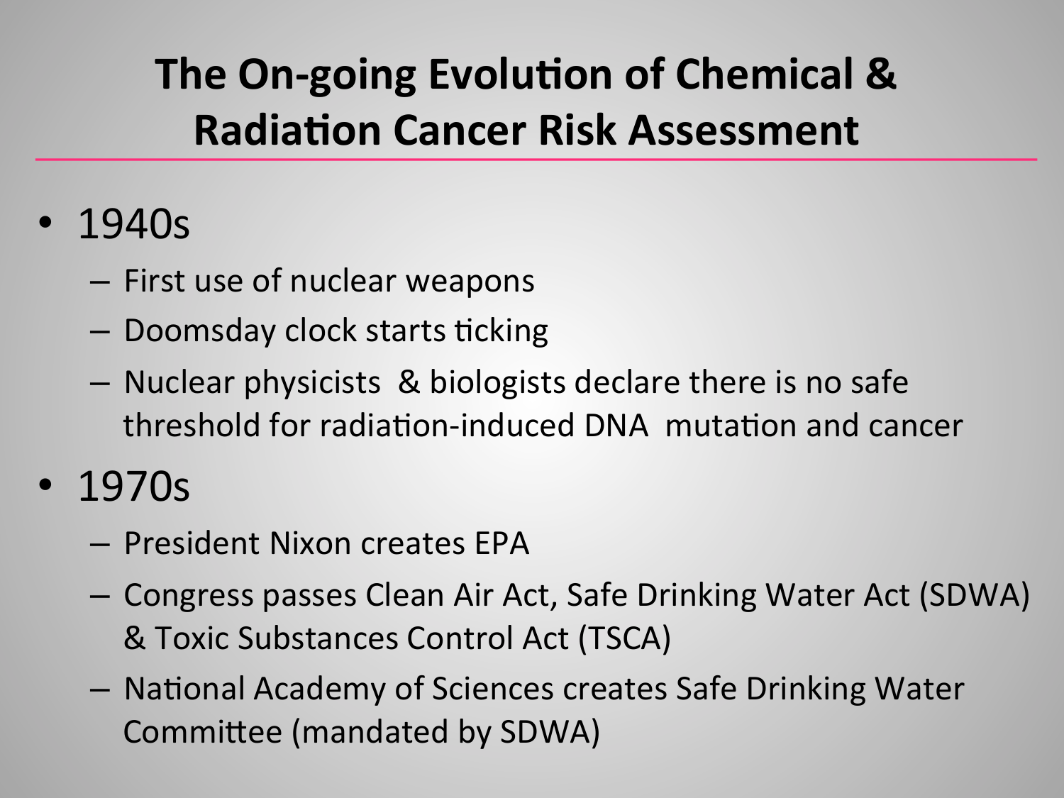# The On-going Evolution of Chemical & Radiation Cancer Risk Assessment

- 1940s
  - First use of nuclear weapons
  - Doomsday clock starts ticking
  - Nuclear physicists & biologists declare there is no safe threshold for radiation-induced DNA mutation and cancer
- 1970s
  - President Nixon creates EPA
  - Congress passes Clean Air Act, Safe Drinking Water Act (SDWA) & Toxic Substances Control Act (TSCA)
  - National Academy of Sciences creates Safe Drinking Water Committee (mandated by SDWA)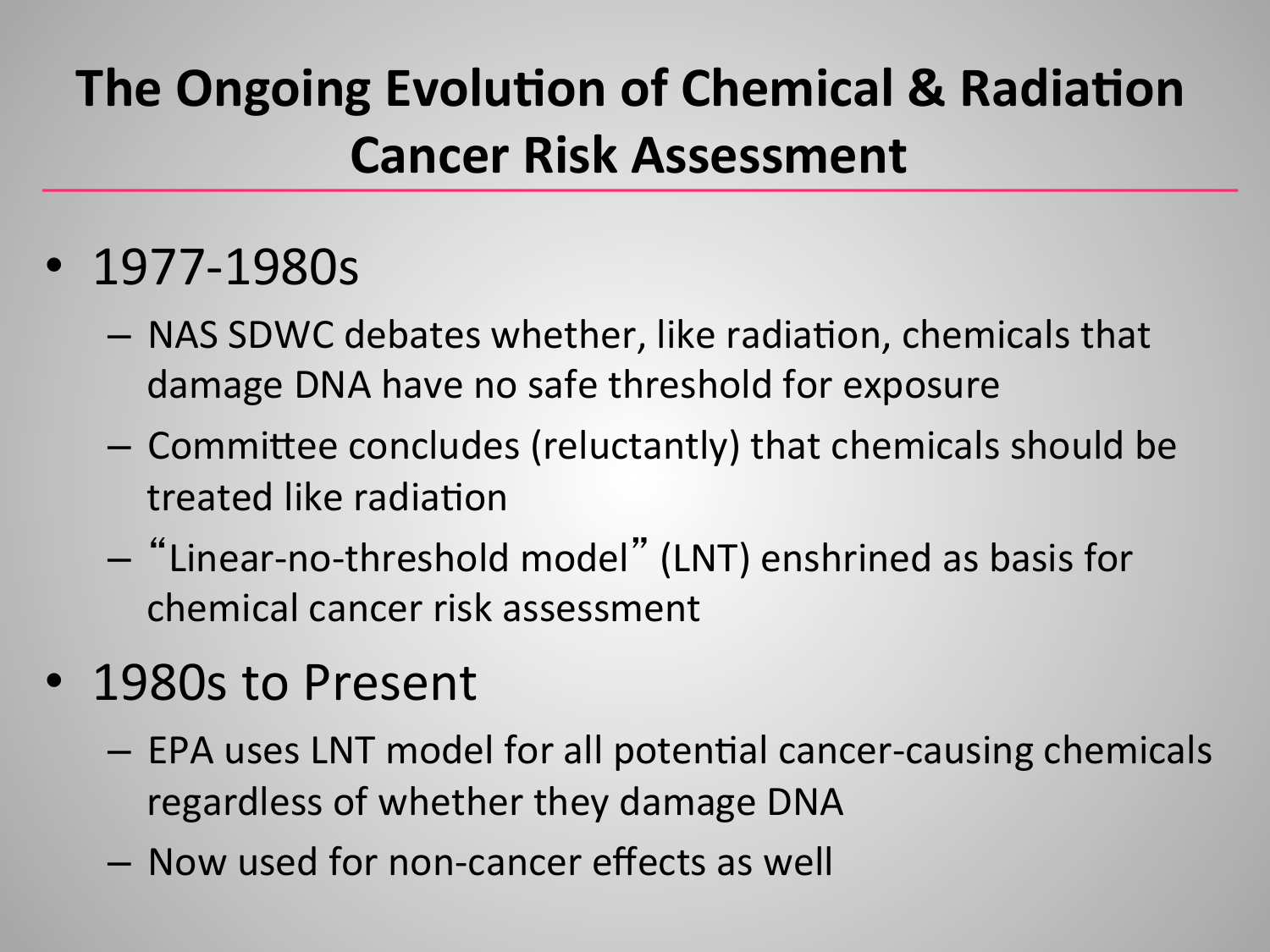# The Ongoing Evolution of Chemical & Radiation Cancer Risk Assessment

- 1977-1980s
  - NAS SDWC debates whether, like radiation, chemicals that damage DNA have no safe threshold for exposure
  - Committee concludes (reluctantly) that chemicals should be treated like radiation
  - "Linear-no-threshold model" (LNT) enshrined as basis for chemical cancer risk assessment
- 1980s to Present
  - EPA uses LNT model for all potential cancer-causing chemicals regardless of whether they damage DNA
  - Now used for non-cancer effects as well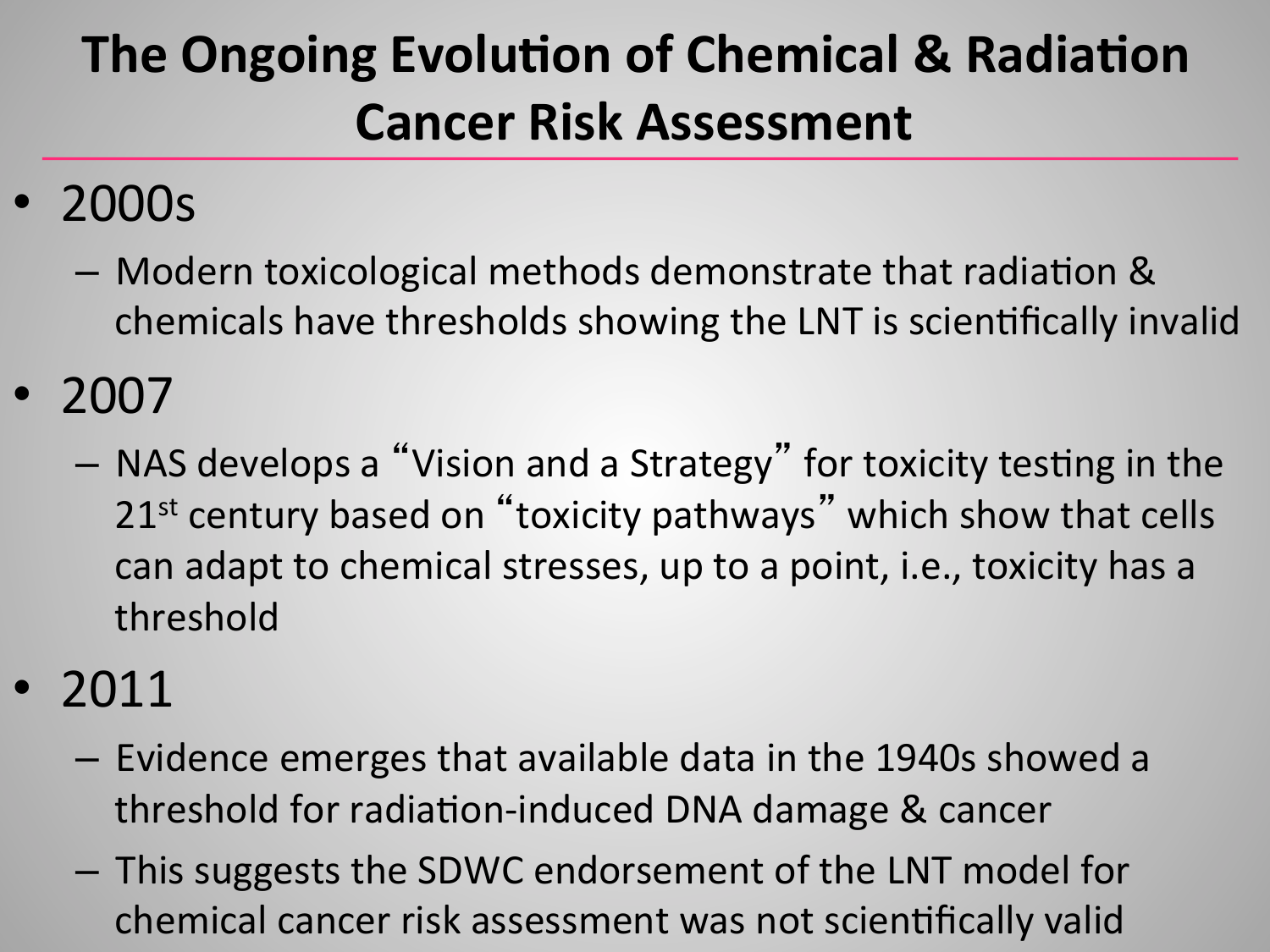# The Ongoing Evolution of Chemical & Radiation Cancer Risk Assessment

- 2000s
  - Modern toxicological methods demonstrate that radiation & chemicals have thresholds showing the LNT is scientifically invalid
- 2007
  - NAS develops a "Vision and a Strategy" for toxicity testing in the 21st century based on "toxicity pathways" which show that cells can adapt to chemical stresses, up to a point, i.e., toxicity has a threshold
- 2011
  - Evidence emerges that available data in the 1940s showed a threshold for radiation-induced DNA damage & cancer
  - This suggests the SDWC endorsement of the LNT model for chemical cancer risk assessment was not scientifically valid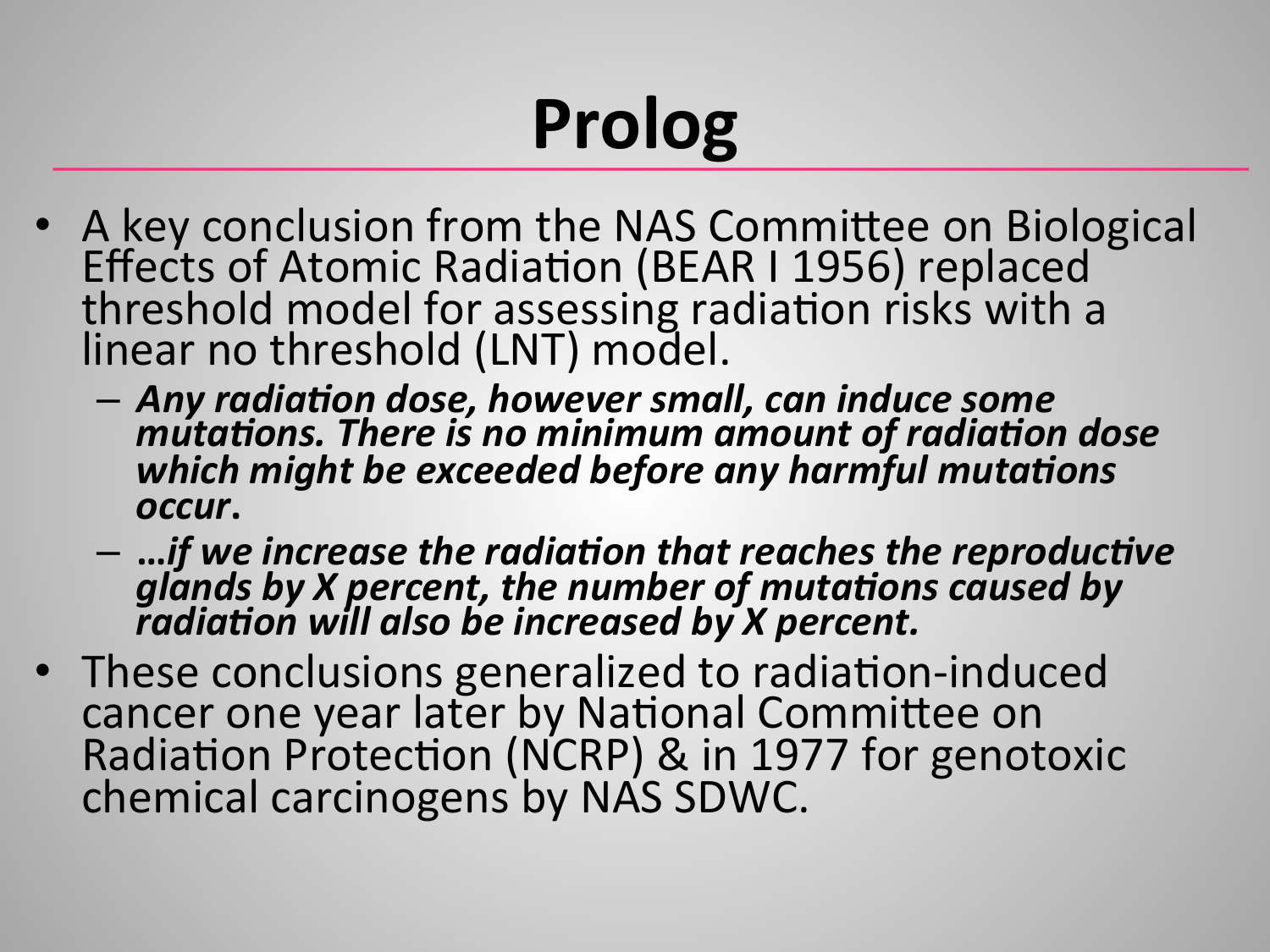# Prolog

- A key conclusion from the NAS Committee on Biological Effects of Atomic Radiation (BEAR I 1956) replaced threshold model for assessing radiation risks with a linear no threshold (LNT) model.
  - ***Any radiation dose, however small, can induce some mutations. There is no minimum amount of radiation dose which might be exceeded before any harmful mutations occur.***
  - ***…if we increase the radiation that reaches the reproductive glands by X percent, the number of mutations caused by radiation will also be increased by X percent.***
- These conclusions generalized to radiation-induced cancer one year later by National Committee on Radiation Protection (NCRP) & in 1977 for genotoxic chemical carcinogens by NAS SDWC.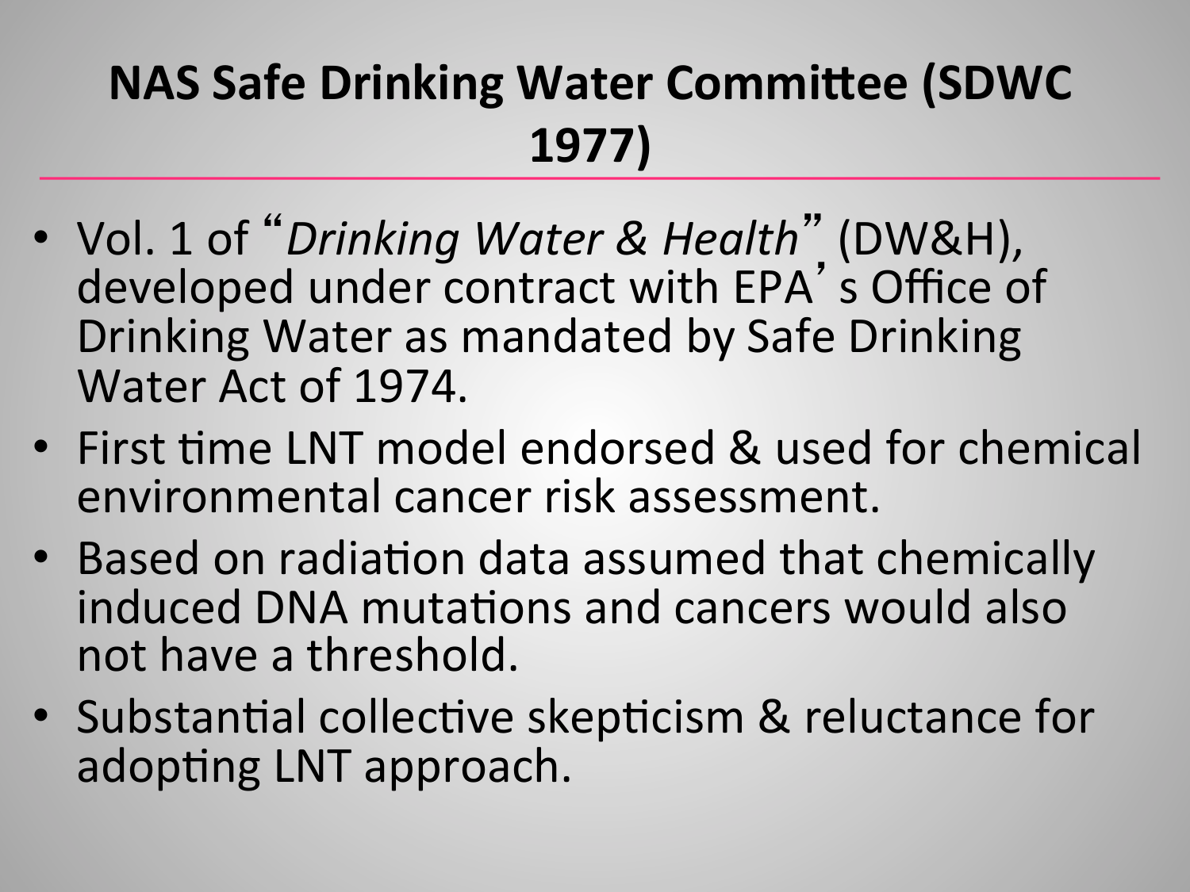# NAS Safe Drinking Water Committee (SDWC 1977)

- Vol. 1 of "*Drinking Water & Health*" (DW&H), developed under contract with EPA's Office of Drinking Water as mandated by Safe Drinking Water Act of 1974.
- First time LNT model endorsed & used for chemical environmental cancer risk assessment.
- Based on radiation data assumed that chemically induced DNA mutations and cancers would also not have a threshold.
- Substantial collective skepticism & reluctance for adopting LNT approach.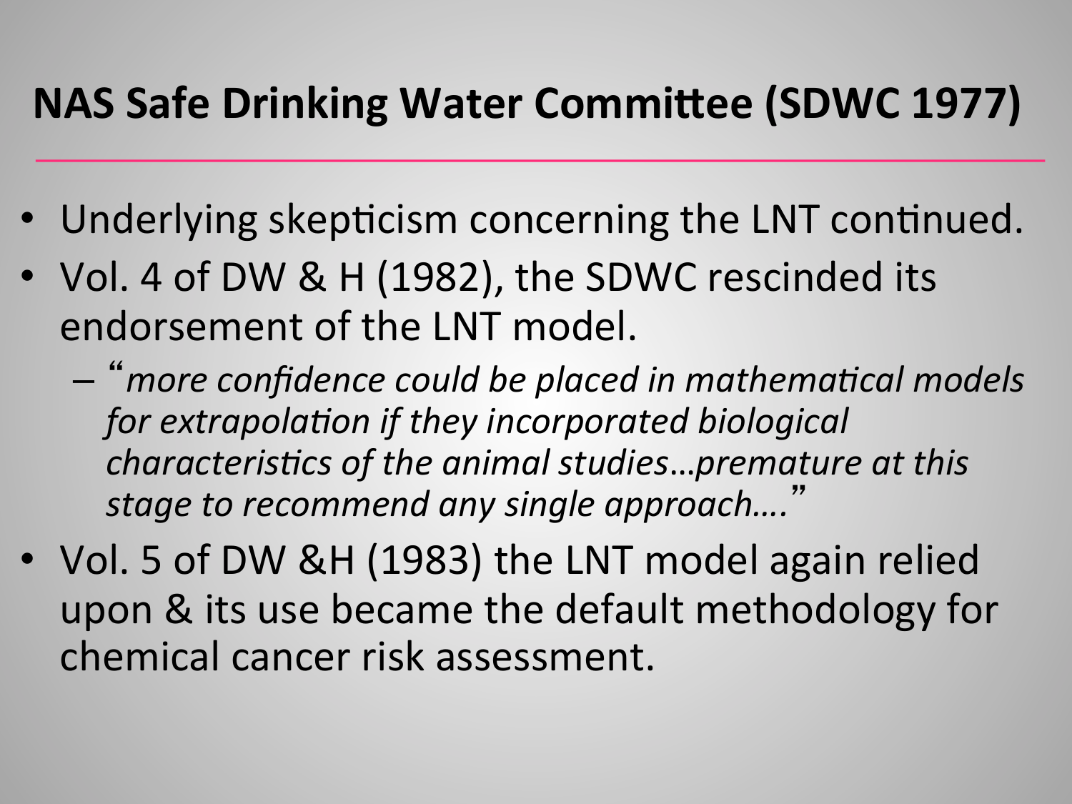# NAS Safe Drinking Water Committee (SDWC 1977)

- Underlying skepticism concerning the LNT continued.
- Vol. 4 of DW & H (1982), the SDWC rescinded its endorsement of the LNT model.
  - "*more confidence could be placed in mathematical models for extrapolation if they incorporated biological characteristics of the animal studies…premature at this stage to recommend any single approach….*"
- Vol. 5 of DW &H (1983) the LNT model again relied upon & its use became the default methodology for chemical cancer risk assessment.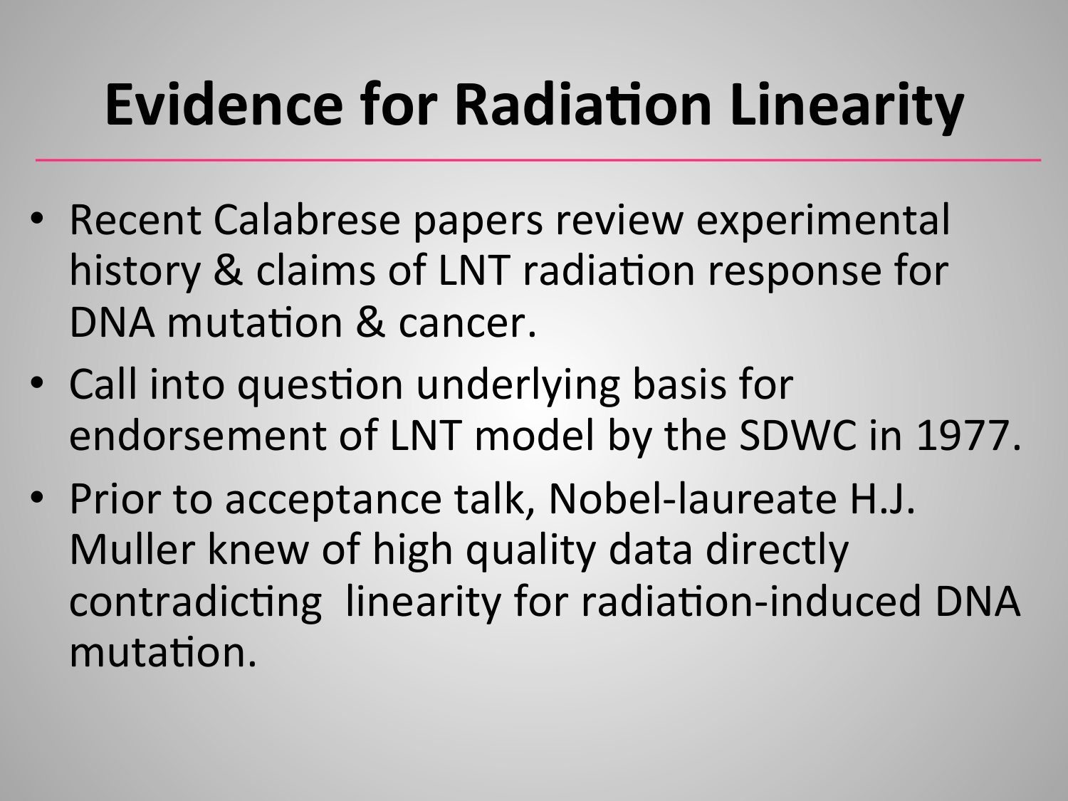# Evidence for Radiation Linearity

- Recent Calabrese papers review experimental history & claims of LNT radiation response for DNA mutation & cancer.
- Call into question underlying basis for endorsement of LNT model by the SDWC in 1977.
- Prior to acceptance talk, Nobel-laureate H.J. Muller knew of high quality data directly contradicting linearity for radiation-induced DNA mutation.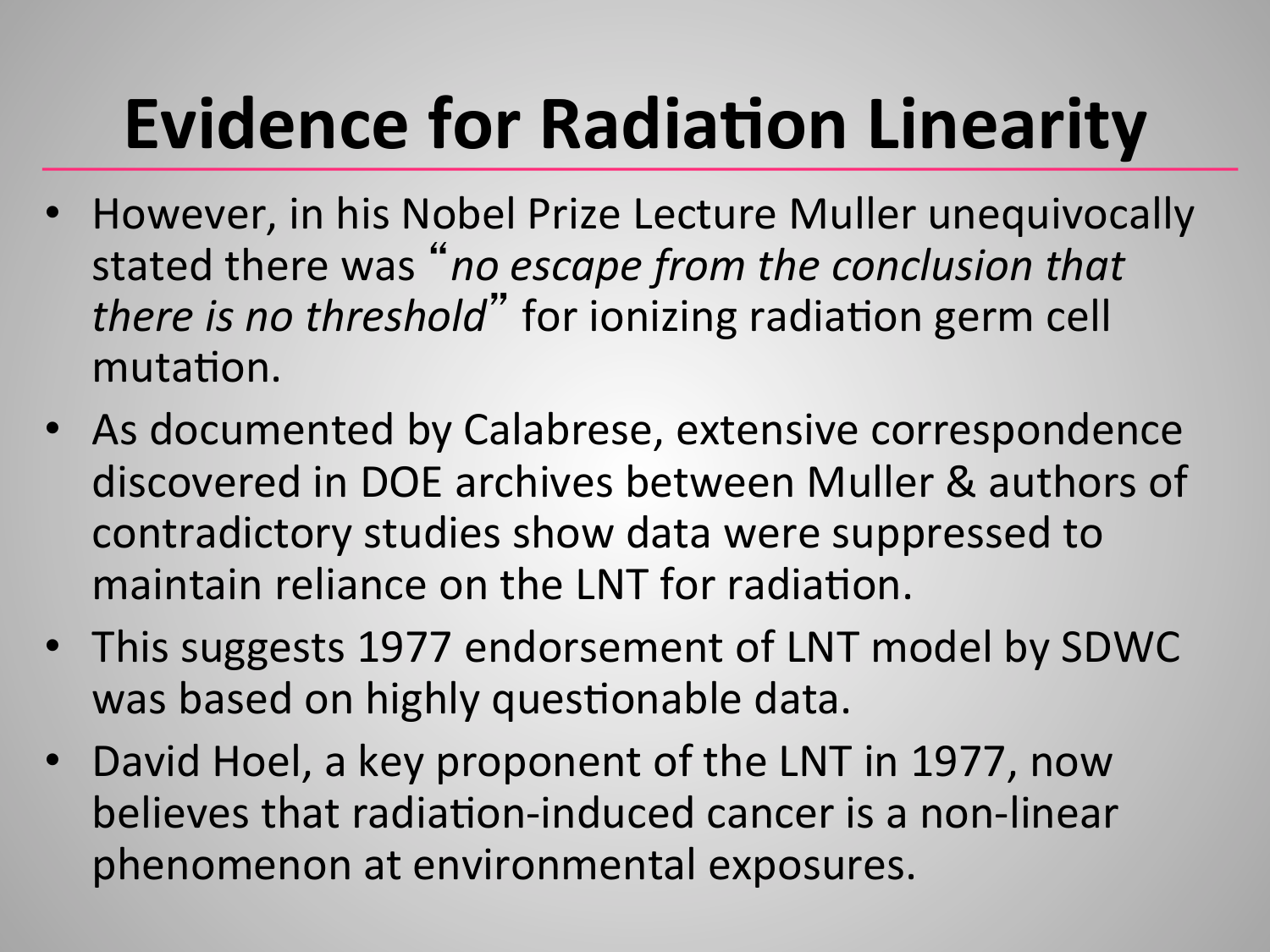# Evidence for Radiation Linearity

- However, in his Nobel Prize Lecture Muller unequivocally stated there was "*no escape from the conclusion that there is no threshold*" for ionizing radiation germ cell mutation.
- As documented by Calabrese, extensive correspondence discovered in DOE archives between Muller & authors of contradictory studies show data were suppressed to maintain reliance on the LNT for radiation.
- This suggests 1977 endorsement of LNT model by SDWC was based on highly questionable data.
- David Hoel, a key proponent of the LNT in 1977, now believes that radiation-induced cancer is a non-linear phenomenon at environmental exposures.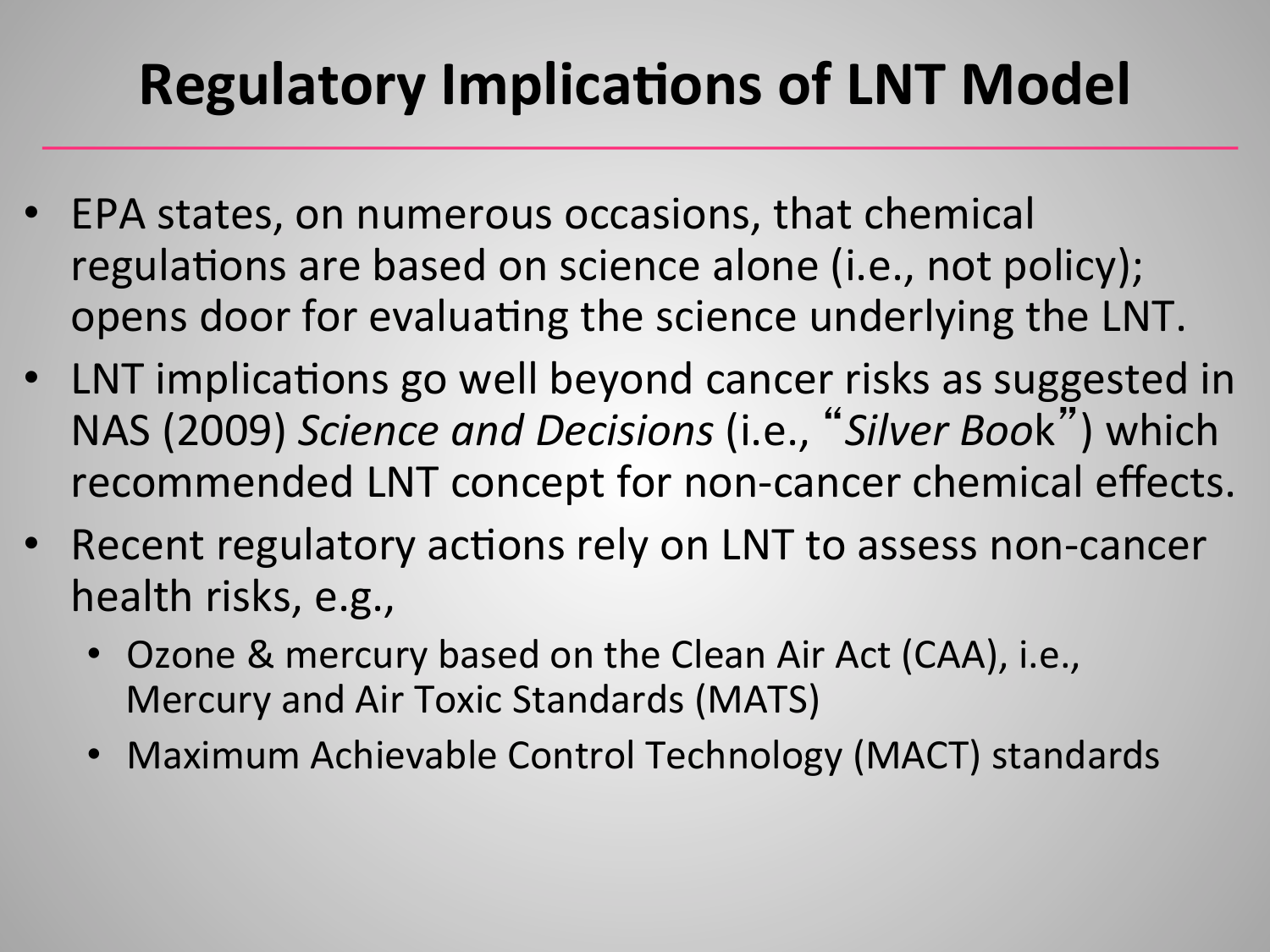# Regulatory Implications of LNT Model

- EPA states, on numerous occasions, that chemical regulations are based on science alone (i.e., not policy); opens door for evaluating the science underlying the LNT.
- LNT implications go well beyond cancer risks as suggested in NAS (2009) *Science and Decisions* (i.e., "*Silver Book*") which recommended LNT concept for non-cancer chemical effects.
- Recent regulatory actions rely on LNT to assess non-cancer health risks, e.g.,
  - Ozone & mercury based on the Clean Air Act (CAA), i.e., Mercury and Air Toxic Standards (MATS)
  - Maximum Achievable Control Technology (MACT) standards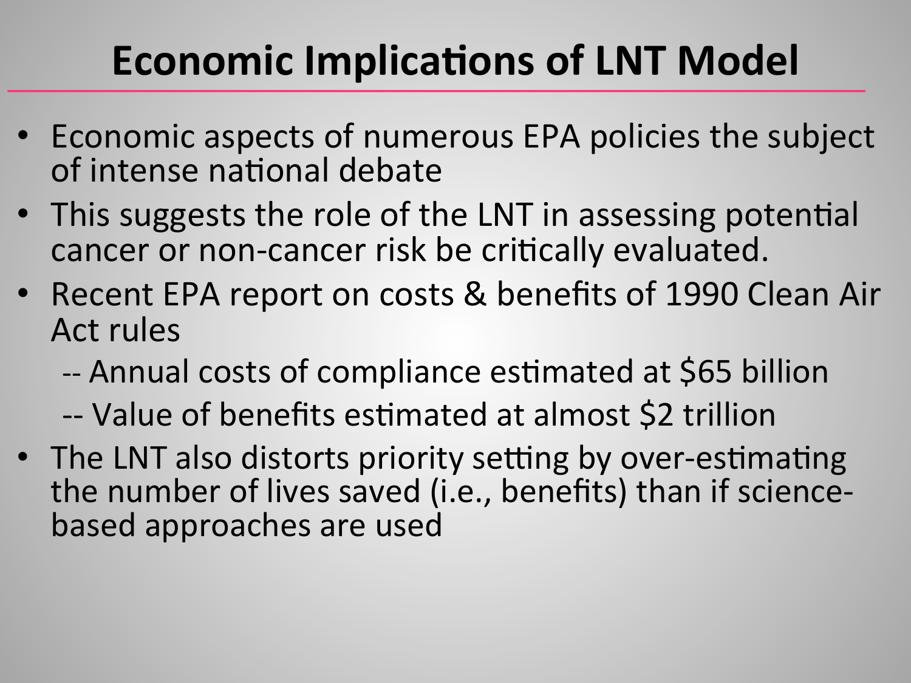# Economic Implications of LNT Model

- Economic aspects of numerous EPA policies the subject of intense national debate
- This suggests the role of the LNT in assessing potential cancer or non-cancer risk be critically evaluated.
- Recent EPA report on costs & benefits of 1990 Clean Air Act rules
  - -- Annual costs of compliance estimated at $65 billion
  - -- Value of benefits estimated at almost $2 trillion
- The LNT also distorts priority setting by over-estimating the number of lives saved (i.e., benefits) than if science-based approaches are used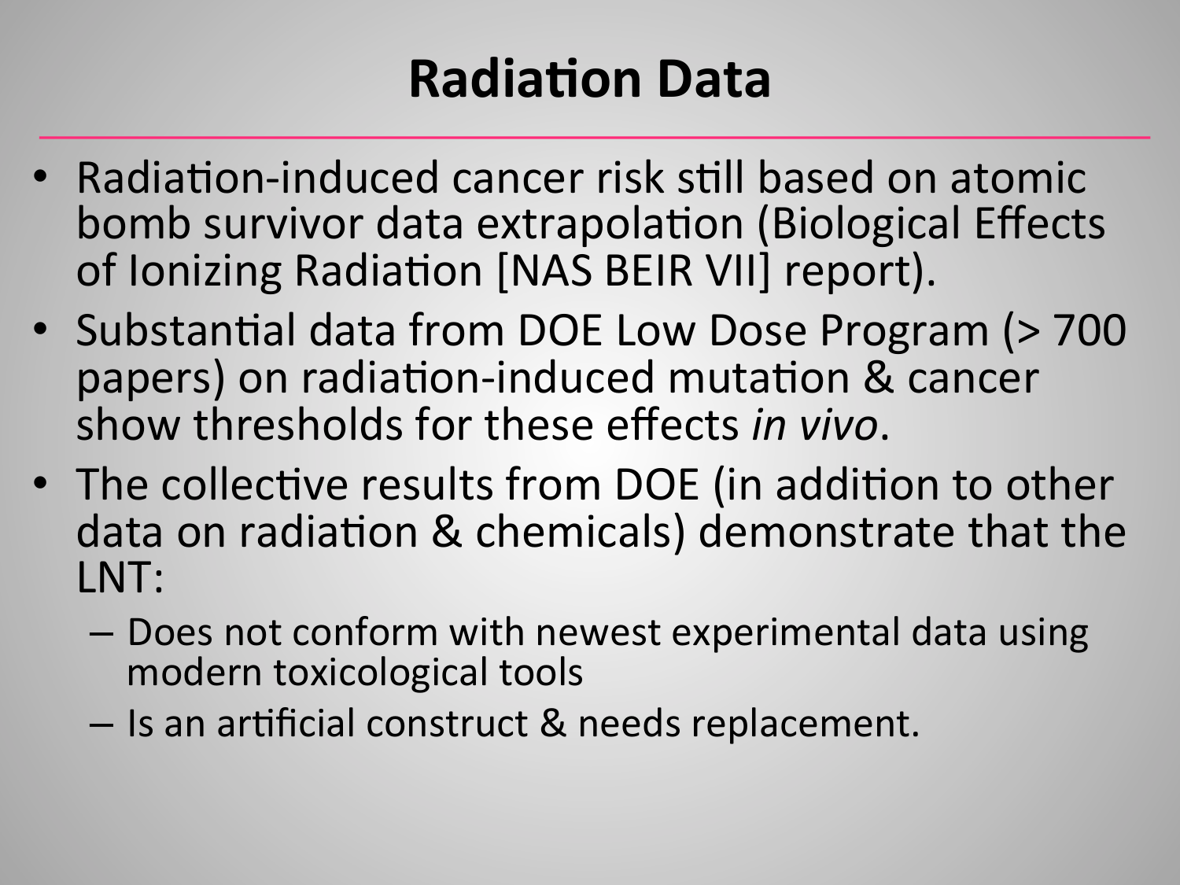# Radiation Data

- Radiation-induced cancer risk still based on atomic bomb survivor data extrapolation (Biological Effects of Ionizing Radiation [NAS BEIR VII] report).
- Substantial data from DOE Low Dose Program (> 700 papers) on radiation-induced mutation & cancer show thresholds for these effects *in vivo*.
- The collective results from DOE (in addition to other data on radiation & chemicals) demonstrate that the LNT:
  - Does not conform with newest experimental data using modern toxicological tools
  - Is an artificial construct & needs replacement.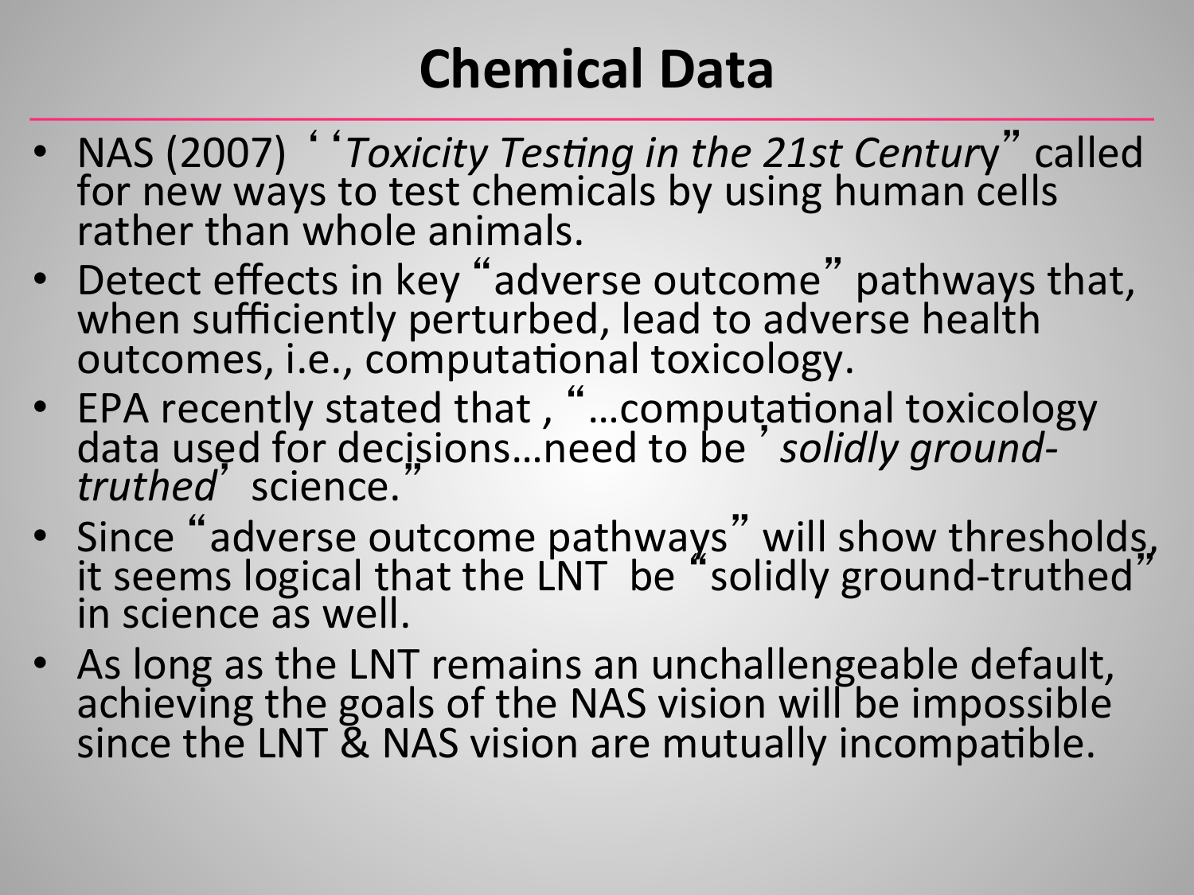# Chemical Data

- NAS (2007) "*Toxicity Testing in the 21st Century*" called for new ways to test chemicals by using human cells rather than whole animals.
- Detect effects in key "adverse outcome" pathways that, when sufficiently perturbed, lead to adverse health outcomes, i.e., computational toxicology.
- EPA recently stated that , "…computational toxicology data used for decisions…need to be '*solidly ground-truthed*' science."
- Since "adverse outcome pathways" will show thresholds, it seems logical that the LNT be "solidly ground-truthed" in science as well.
- As long as the LNT remains an unchallengeable default, achieving the goals of the NAS vision will be impossible since the LNT & NAS vision are mutually incompatible.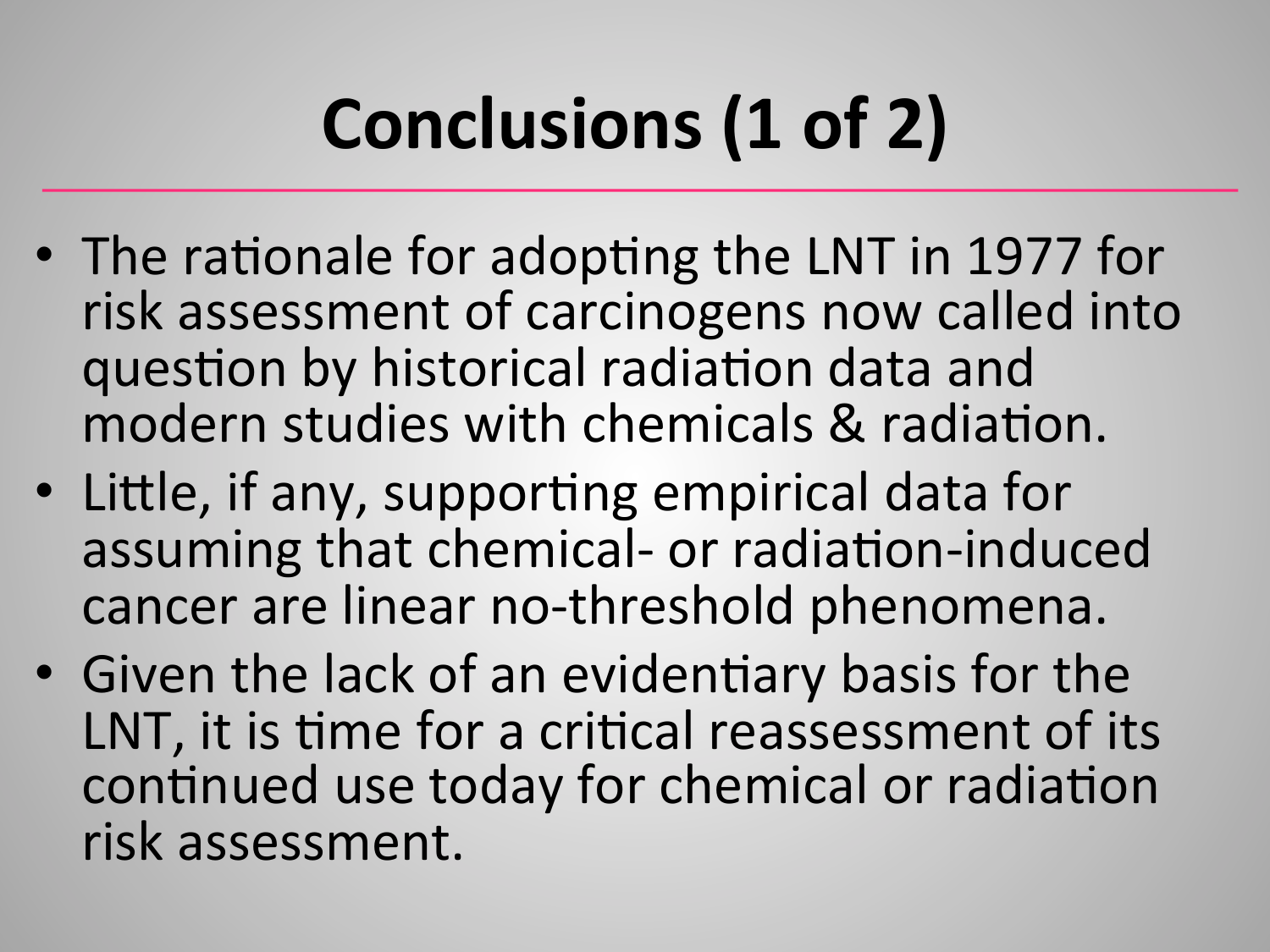# Conclusions (1 of 2)

- The rationale for adopting the LNT in 1977 for risk assessment of carcinogens now called into question by historical radiation data and modern studies with chemicals & radiation.
- Little, if any, supporting empirical data for assuming that chemical- or radiation-induced cancer are linear no-threshold phenomena.
- Given the lack of an evidentiary basis for the LNT, it is time for a critical reassessment of its continued use today for chemical or radiation risk assessment.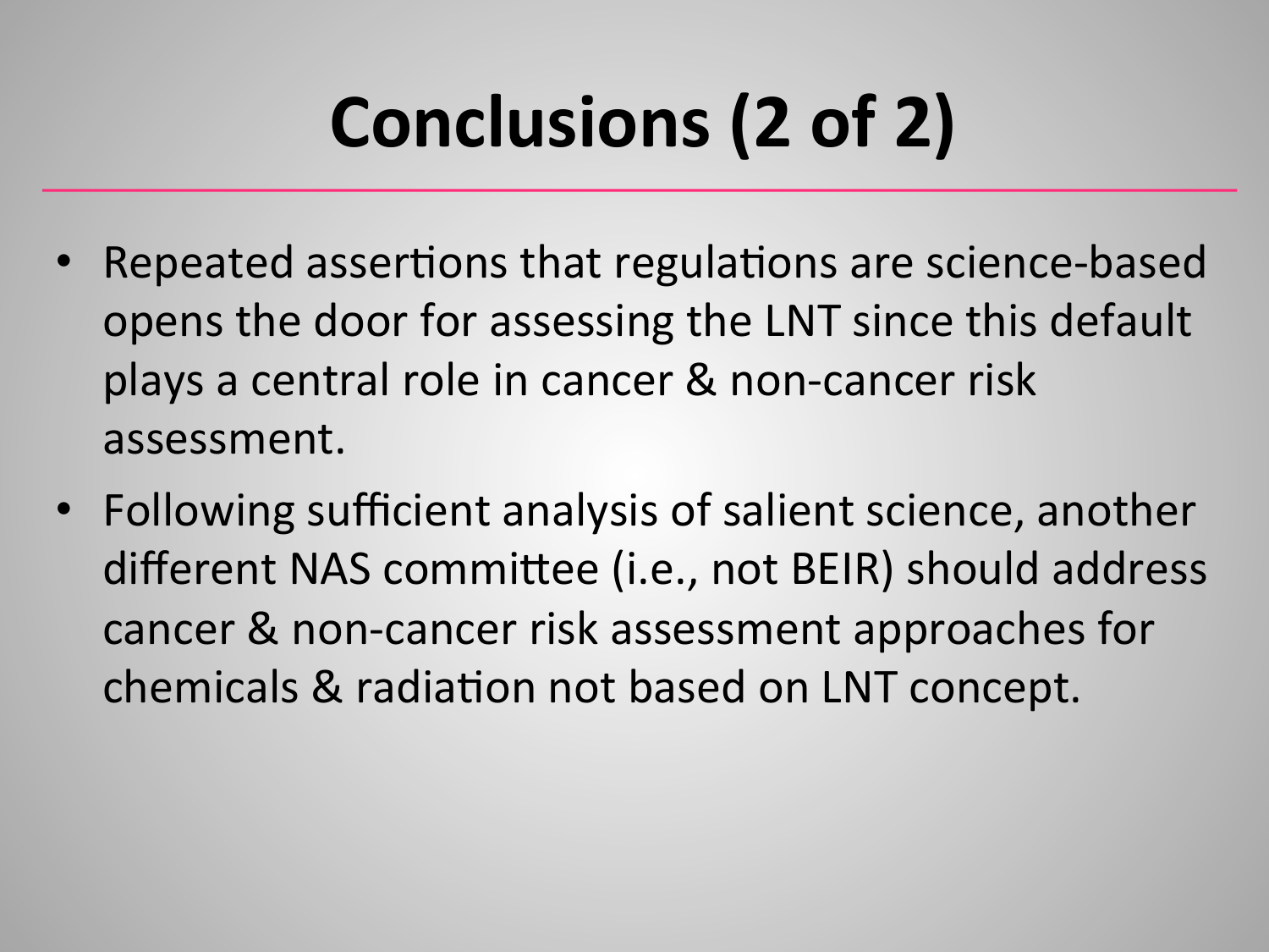# Conclusions (2 of 2)

- Repeated assertions that regulations are science-based opens the door for assessing the LNT since this default plays a central role in cancer & non-cancer risk assessment.
- Following sufficient analysis of salient science, another different NAS committee (i.e., not BEIR) should address cancer & non-cancer risk assessment approaches for chemicals & radiation not based on LNT concept.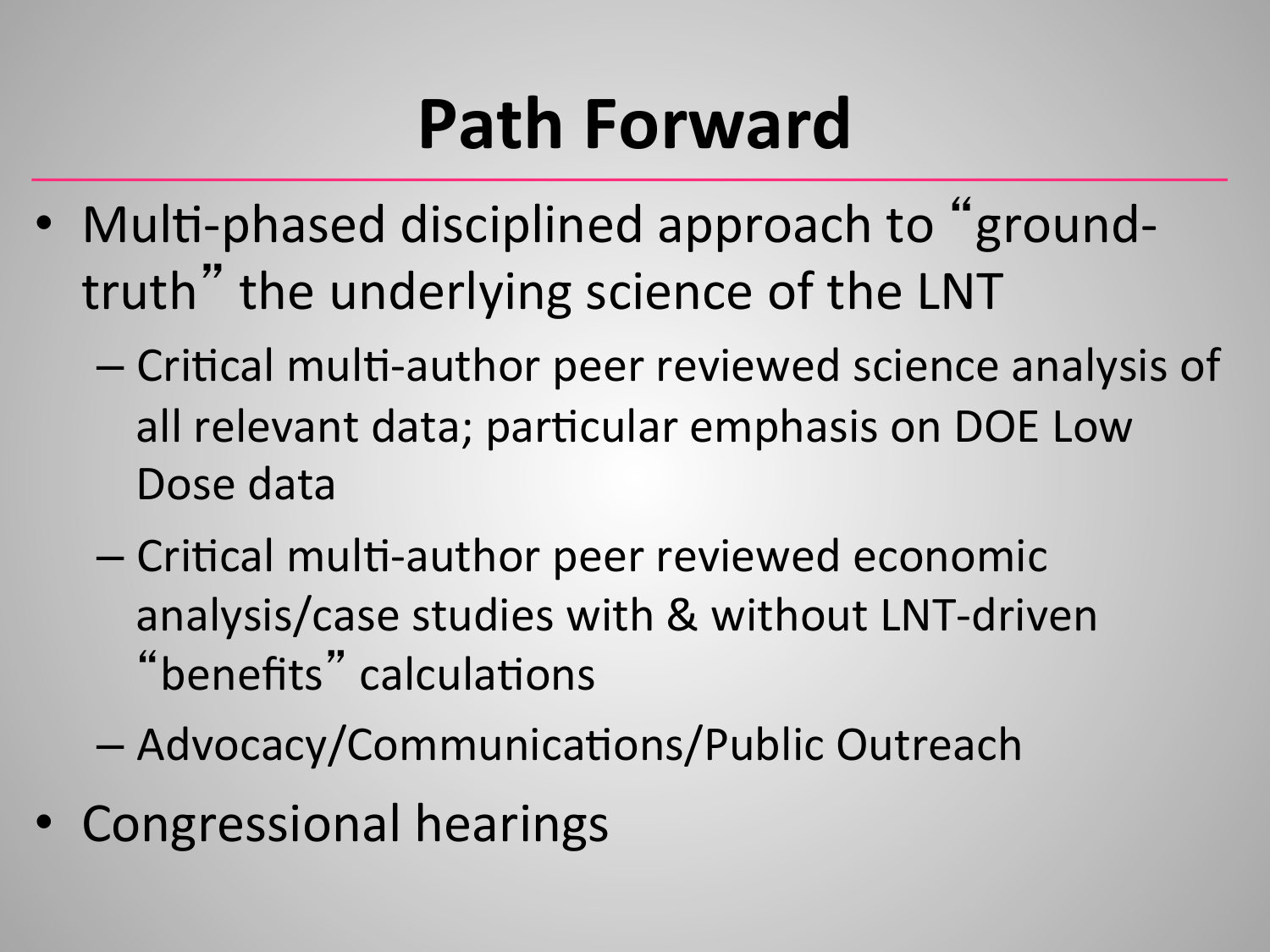# Path Forward

- Multi-phased disciplined approach to "ground-truth" the underlying science of the LNT
  - Critical multi-author peer reviewed science analysis of all relevant data; particular emphasis on DOE Low Dose data
  - Critical multi-author peer reviewed economic analysis/case studies with & without LNT-driven "benefits" calculations
  - Advocacy/Communications/Public Outreach
- Congressional hearings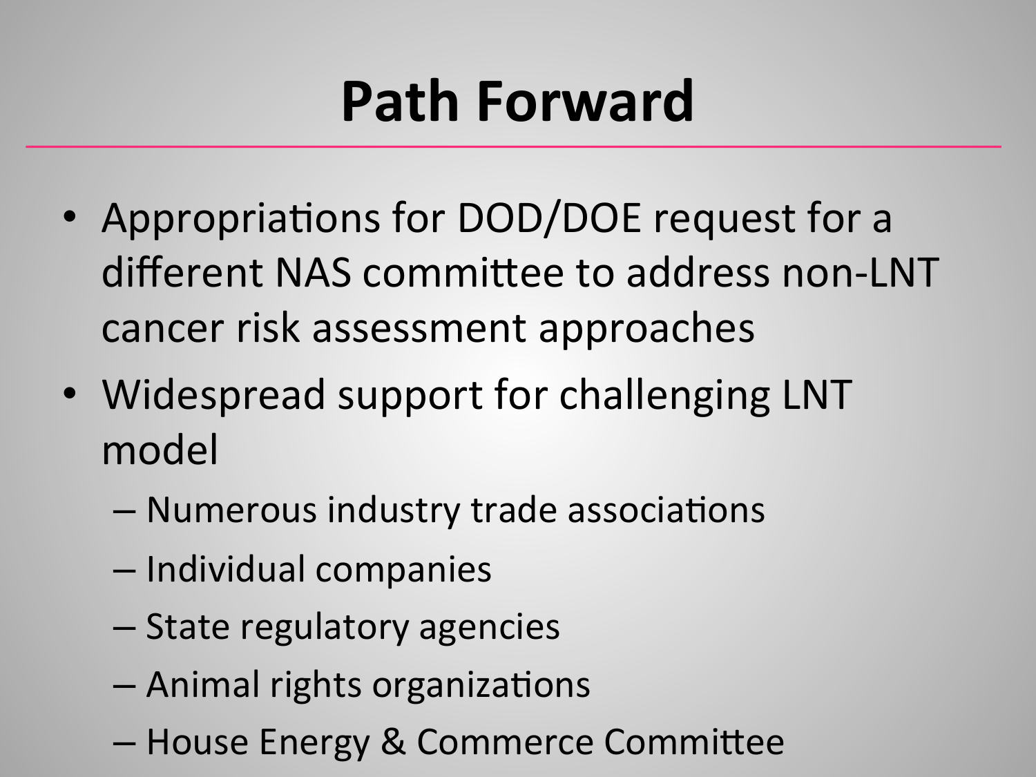# Path Forward

- Appropriations for DOD/DOE request for a different NAS committee to address non-LNT cancer risk assessment approaches
- Widespread support for challenging LNT model
  - Numerous industry trade associations
  - Individual companies
  - State regulatory agencies
  - Animal rights organizations
  - House Energy & Commerce Committee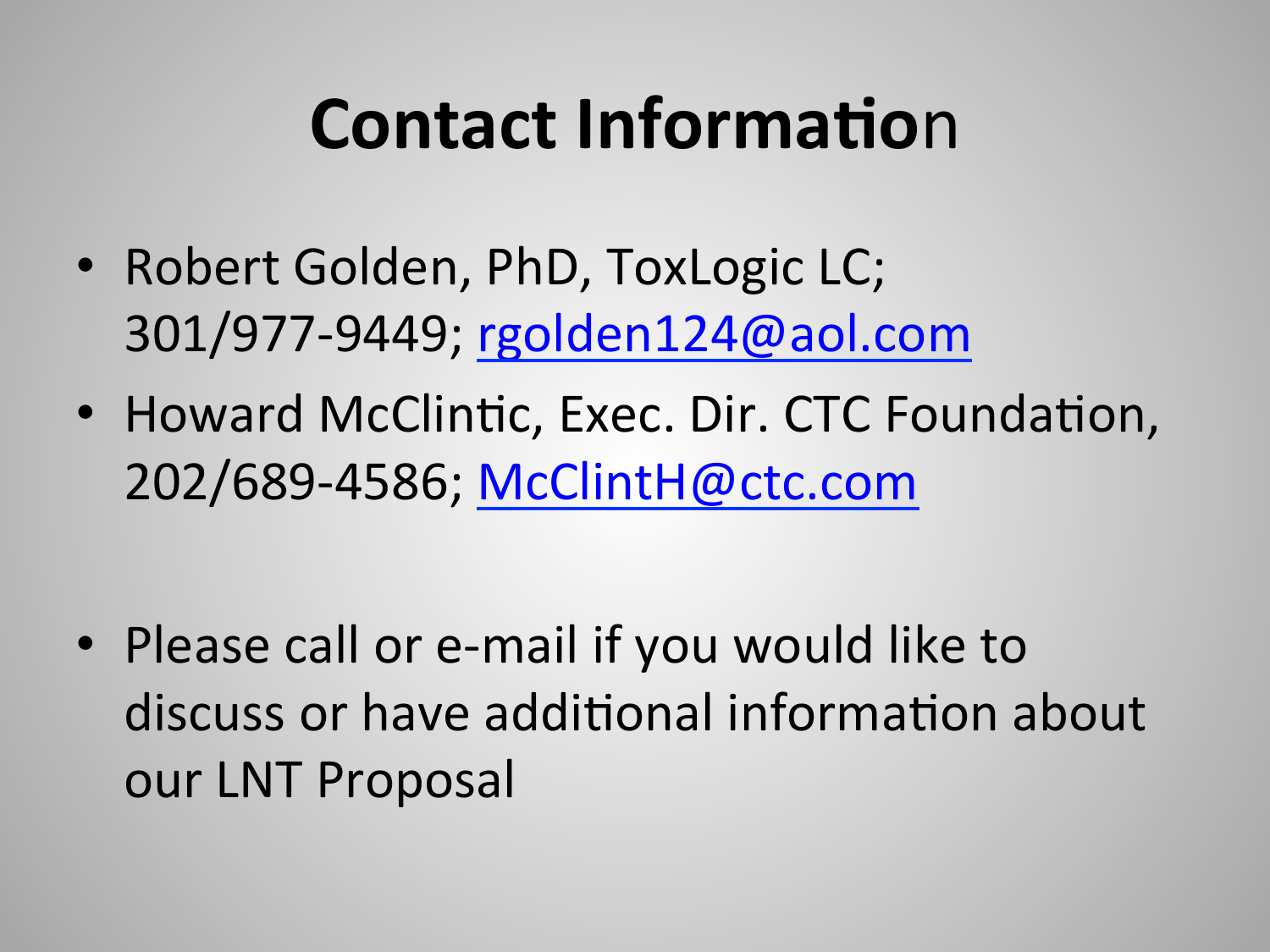# Contact Information

- Robert Golden, PhD, ToxLogic LC; 301/977-9449; rgolden124@aol.com
- Howard McClintic, Exec. Dir. CTC Foundation, 202/689-4586; McClintH@ctc.com

- Please call or e-mail if you would like to discuss or have additional information about our LNT Proposal